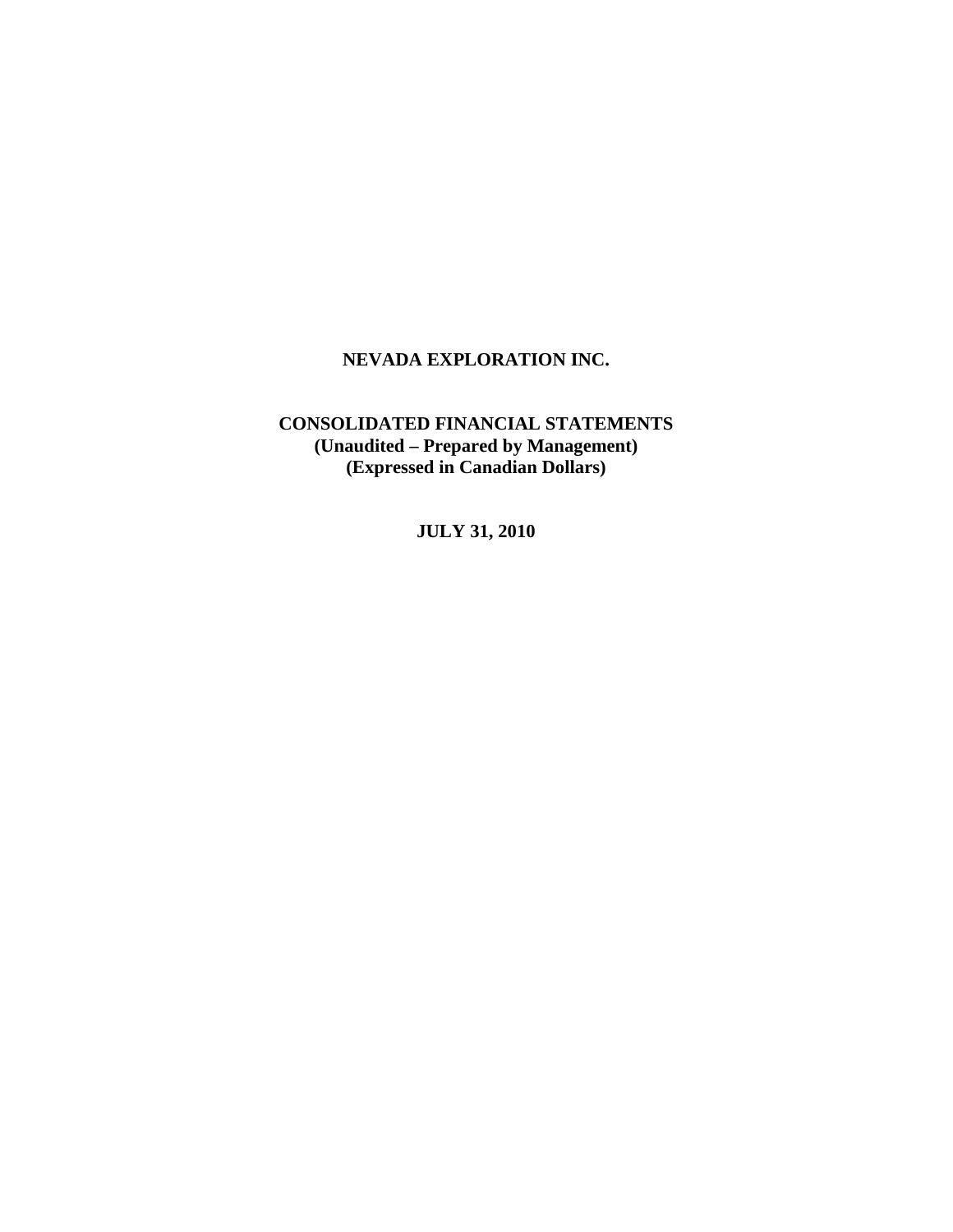# NEVADA EXPLORATION INC.

## CONSOLIDATED FINANCIAL STATEMENTS
**(Unaudited – Prepared by Management)**
**(Expressed in Canadian Dollars)**

**JULY 31, 2010**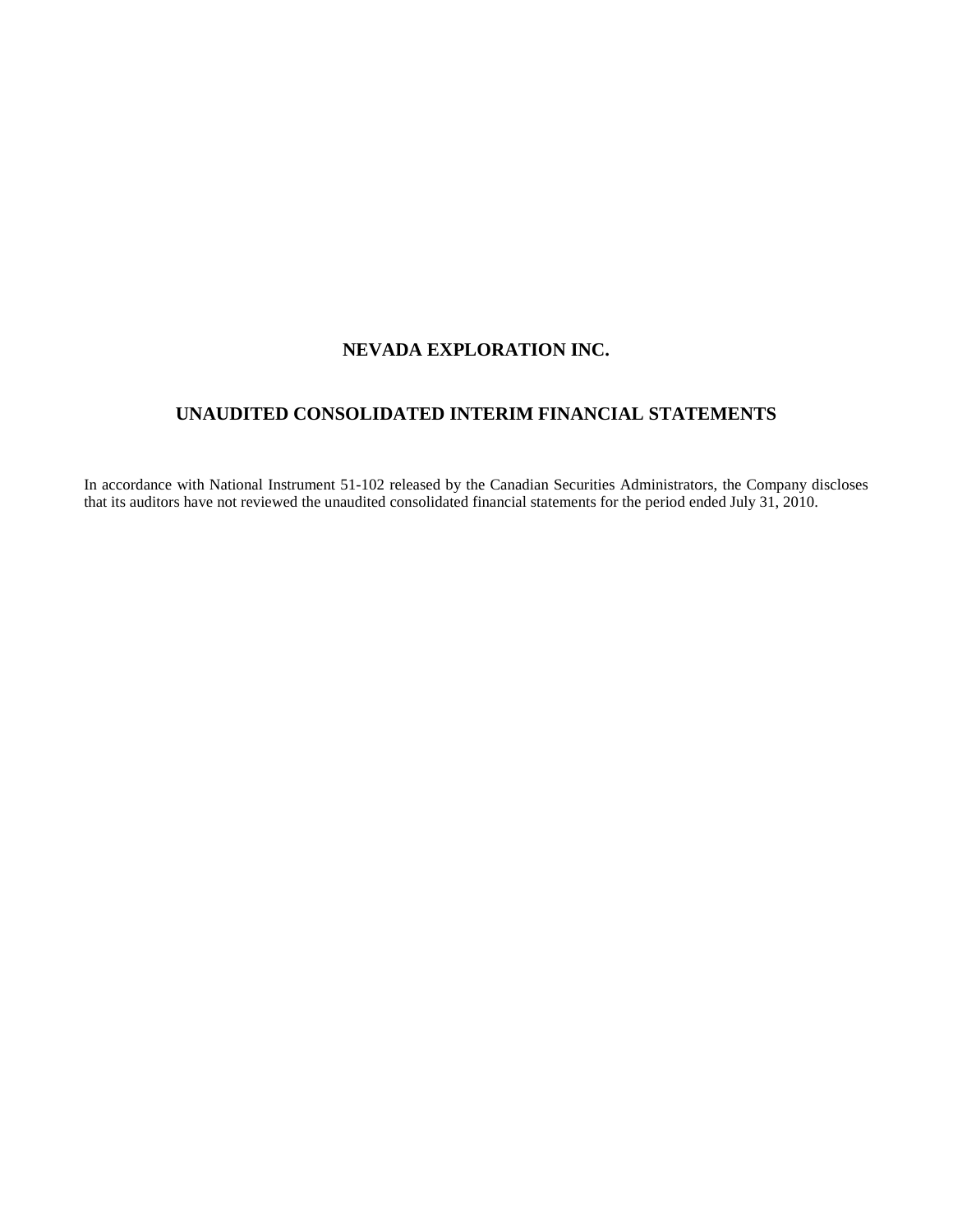# NEVADA EXPLORATION INC.

## UNAUDITED CONSOLIDATED INTERIM FINANCIAL STATEMENTS

In accordance with National Instrument 51-102 released by the Canadian Securities Administrators, the Company discloses that its auditors have not reviewed the unaudited consolidated financial statements for the period ended July 31, 2010.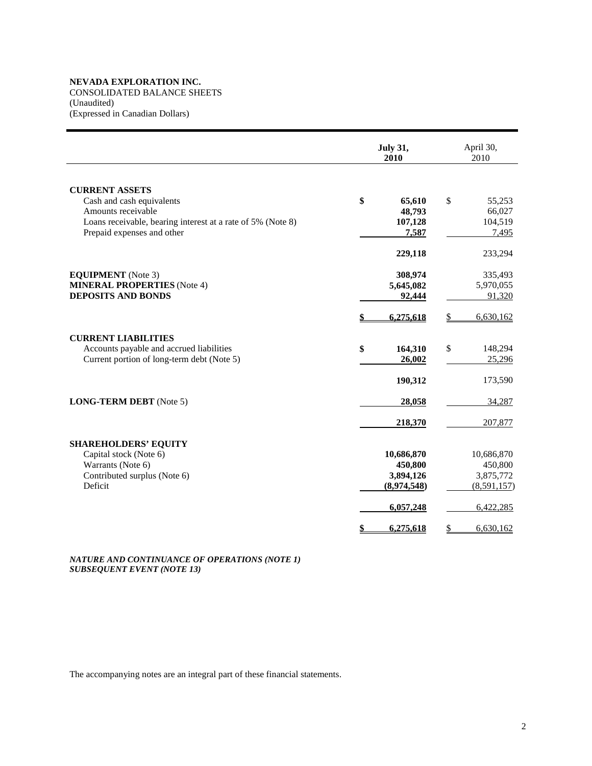**NEVADA EXPLORATION INC.**
CONSOLIDATED BALANCE SHEETS
(Unaudited)
(Expressed in Canadian Dollars)

| | **July 31, 2010** | April 30, 2010 |
|---|---|---|
| **CURRENT ASSETS** | | |
| Cash and cash equivalents | **$ 65,610** | $ 55,253 |
| Amounts receivable | **48,793** | 66,027 |
| Loans receivable, bearing interest at a rate of 5% (Note 8) | **107,128** | 104,519 |
| Prepaid expenses and other | **7,587** | 7,495 |
| | **229,118** | 233,294 |
| **EQUIPMENT** (Note 3) | **308,974** | 335,493 |
| **MINERAL PROPERTIES** (Note 4) | **5,645,082** | 5,970,055 |
| **DEPOSITS AND BONDS** | **92,444** | 91,320 |
| | **$ 6,275,618** | $ 6,630,162 |
| **CURRENT LIABILITIES** | | |
| Accounts payable and accrued liabilities | **$ 164,310** | $ 148,294 |
| Current portion of long-term debt (Note 5) | **26,002** | 25,296 |
| | **190,312** | 173,590 |
| **LONG-TERM DEBT** (Note 5) | **28,058** | 34,287 |
| | **218,370** | 207,877 |
| **SHAREHOLDERS' EQUITY** | | |
| Capital stock (Note 6) | **10,686,870** | 10,686,870 |
| Warrants (Note 6) | **450,800** | 450,800 |
| Contributed surplus (Note 6) | **3,894,126** | 3,875,772 |
| Deficit | **(8,974,548)** | (8,591,157) |
| | **6,057,248** | 6,422,285 |
| | **$ 6,275,618** | $ 6,630,162 |

***NATURE AND CONTINUANCE OF OPERATIONS (NOTE 1)***
***SUBSEQUENT EVENT (NOTE 13)***

The accompanying notes are an integral part of these financial statements.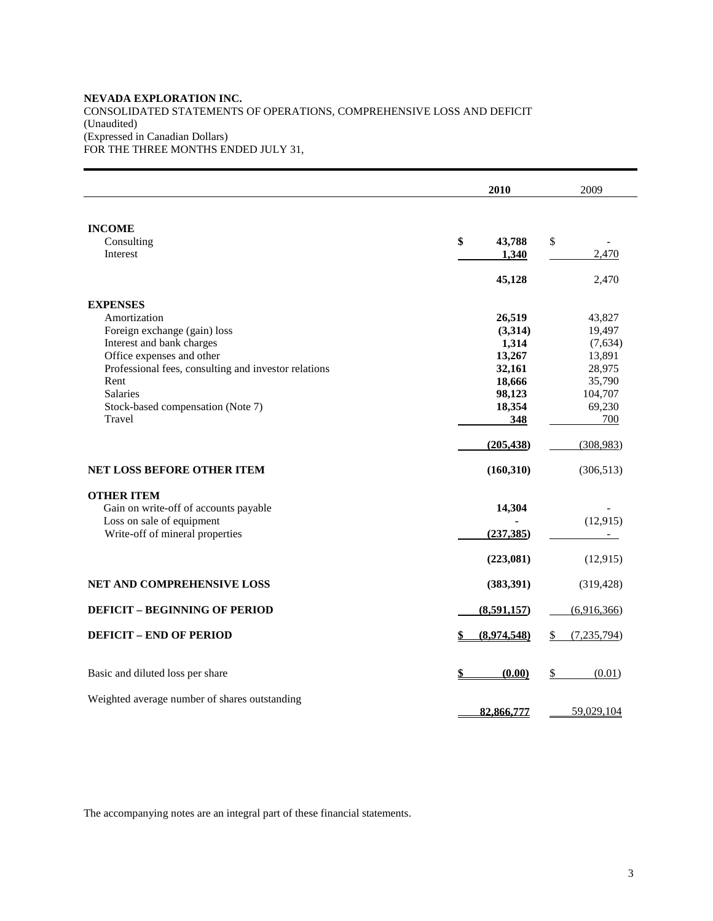**NEVADA EXPLORATION INC.**
CONSOLIDATED STATEMENTS OF OPERATIONS, COMPREHENSIVE LOSS AND DEFICIT
(Unaudited)
(Expressed in Canadian Dollars)
FOR THE THREE MONTHS ENDED JULY 31,

| | **2010** | 2009 |
|---|---|---|
| **INCOME** | | |
| Consulting | **$ 43,788** | $ - |
| Interest | **1,340** | 2,470 |
| | **45,128** | 2,470 |
| **EXPENSES** | | |
| Amortization | **26,519** | 43,827 |
| Foreign exchange (gain) loss | **(3,314)** | 19,497 |
| Interest and bank charges | **1,314** | (7,634) |
| Office expenses and other | **13,267** | 13,891 |
| Professional fees, consulting and investor relations | **32,161** | 28,975 |
| Rent | **18,666** | 35,790 |
| Salaries | **98,123** | 104,707 |
| Stock-based compensation (Note 7) | **18,354** | 69,230 |
| Travel | **348** | 700 |
| | **(205,438)** | (308,983) |
| **NET LOSS BEFORE OTHER ITEM** | **(160,310)** | (306,513) |
| **OTHER ITEM** | | |
| Gain on write-off of accounts payable | **14,304** | - |
| Loss on sale of equipment | **-** | (12,915) |
| Write-off of mineral properties | **(237,385)** | - |
| | **(223,081)** | (12,915) |
| **NET AND COMPREHENSIVE LOSS** | **(383,391)** | (319,428) |
| **DEFICIT – BEGINNING OF PERIOD** | **(8,591,157)** | (6,916,366) |
| **DEFICIT – END OF PERIOD** | **$ (8,974,548)** | $ (7,235,794) |
| Basic and diluted loss per share | **$ (0.00)** | $ (0.01) |
| Weighted average number of shares outstanding | **82,866,777** | 59,029,104 |

The accompanying notes are an integral part of these financial statements.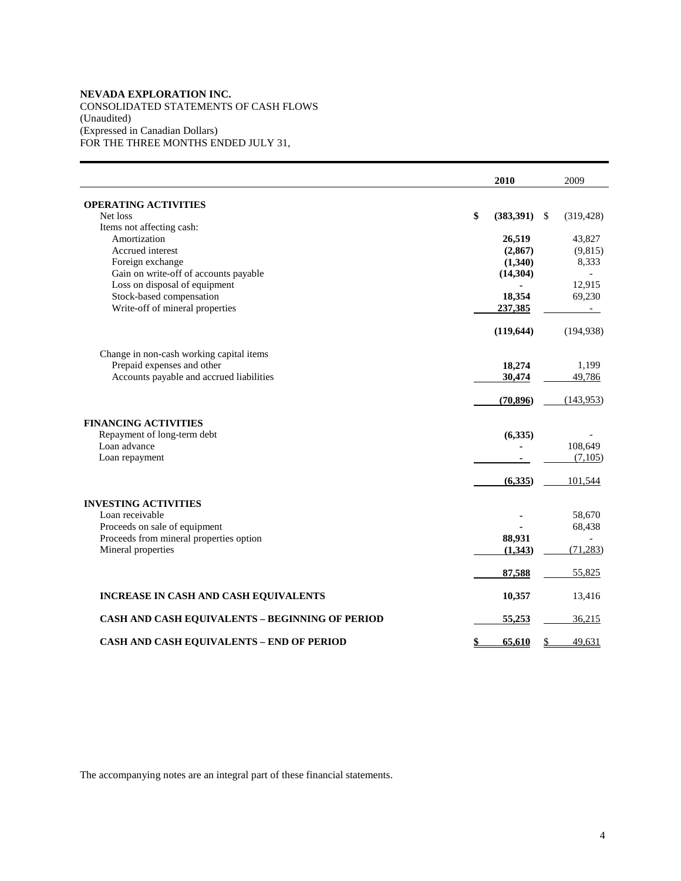**NEVADA EXPLORATION INC.**
CONSOLIDATED STATEMENTS OF CASH FLOWS
(Unaudited)
(Expressed in Canadian Dollars)
FOR THE THREE MONTHS ENDED JULY 31,

| | 2010 | 2009 |
|---|---|---|
| **OPERATING ACTIVITIES** | | |
| Net loss | $ (383,391) | $ (319,428) |
| Items not affecting cash: | | |
| Amortization | 26,519 | 43,827 |
| Accrued interest | (2,867) | (9,815) |
| Foreign exchange | (1,340) | 8,333 |
| Gain on write-off of accounts payable | (14,304) | - |
| Loss on disposal of equipment | - | 12,915 |
| Stock-based compensation | 18,354 | 69,230 |
| Write-off of mineral properties | 237,385 | - |
| | (119,644) | (194,938) |
| Change in non-cash working capital items | | |
| Prepaid expenses and other | 18,274 | 1,199 |
| Accounts payable and accrued liabilities | 30,474 | 49,786 |
| | (70,896) | (143,953) |
| **FINANCING ACTIVITIES** | | |
| Repayment of long-term debt | (6,335) | - |
| Loan advance | - | 108,649 |
| Loan repayment | - | (7,105) |
| | (6,335) | 101,544 |
| **INVESTING ACTIVITIES** | | |
| Loan receivable | - | 58,670 |
| Proceeds on sale of equipment | - | 68,438 |
| Proceeds from mineral properties option | 88,931 | - |
| Mineral properties | (1,343) | (71,283) |
| | 87,588 | 55,825 |
| **INCREASE IN CASH AND CASH EQUIVALENTS** | 10,357 | 13,416 |
| **CASH AND CASH EQUIVALENTS – BEGINNING OF PERIOD** | 55,253 | 36,215 |
| **CASH AND CASH EQUIVALENTS – END OF PERIOD** | $ 65,610 | $ 49,631 |

The accompanying notes are an integral part of these financial statements.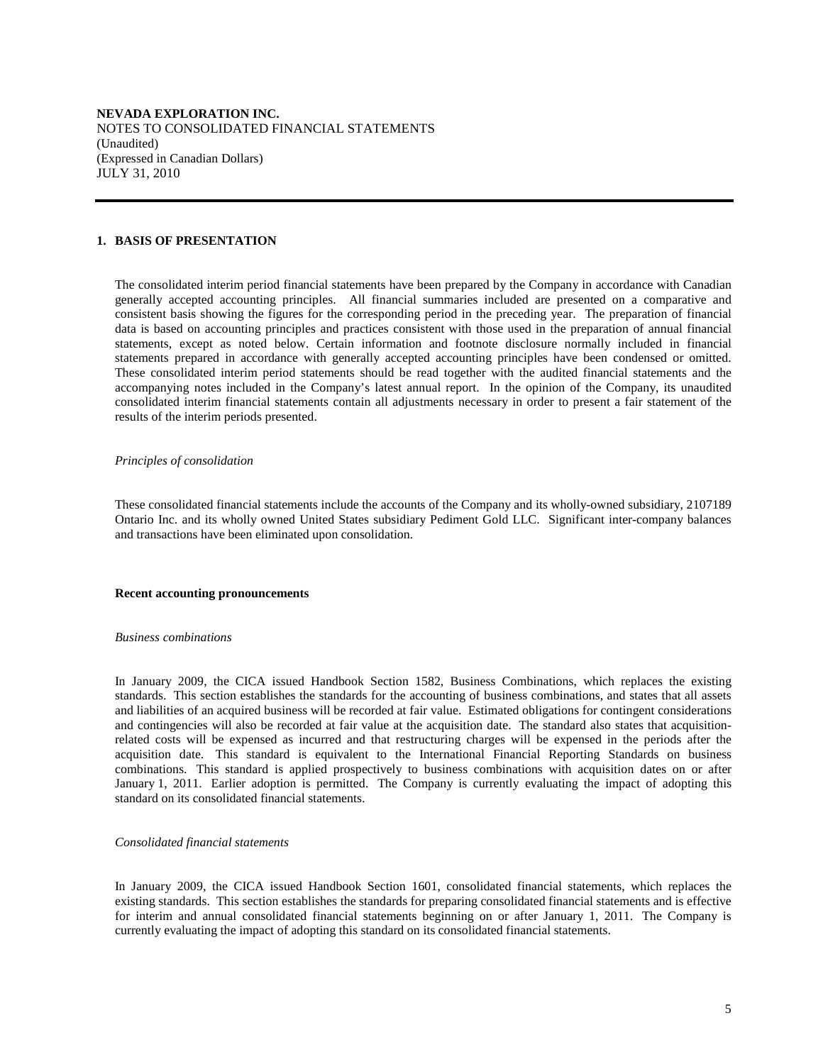**NEVADA EXPLORATION INC.**
NOTES TO CONSOLIDATED FINANCIAL STATEMENTS
(Unaudited)
(Expressed in Canadian Dollars)
JULY 31, 2010

## 1. BASIS OF PRESENTATION

The consolidated interim period financial statements have been prepared by the Company in accordance with Canadian generally accepted accounting principles. All financial summaries included are presented on a comparative and consistent basis showing the figures for the corresponding period in the preceding year. The preparation of financial data is based on accounting principles and practices consistent with those used in the preparation of annual financial statements, except as noted below. Certain information and footnote disclosure normally included in financial statements prepared in accordance with generally accepted accounting principles have been condensed or omitted. These consolidated interim period statements should be read together with the audited financial statements and the accompanying notes included in the Company's latest annual report. In the opinion of the Company, its unaudited consolidated interim financial statements contain all adjustments necessary in order to present a fair statement of the results of the interim periods presented.

*Principles of consolidation*

These consolidated financial statements include the accounts of the Company and its wholly-owned subsidiary, 2107189 Ontario Inc. and its wholly owned United States subsidiary Pediment Gold LLC. Significant inter-company balances and transactions have been eliminated upon consolidation.

**Recent accounting pronouncements**

*Business combinations*

In January 2009, the CICA issued Handbook Section 1582, Business Combinations, which replaces the existing standards. This section establishes the standards for the accounting of business combinations, and states that all assets and liabilities of an acquired business will be recorded at fair value. Estimated obligations for contingent considerations and contingencies will also be recorded at fair value at the acquisition date. The standard also states that acquisition-related costs will be expensed as incurred and that restructuring charges will be expensed in the periods after the acquisition date. This standard is equivalent to the International Financial Reporting Standards on business combinations. This standard is applied prospectively to business combinations with acquisition dates on or after January 1, 2011. Earlier adoption is permitted. The Company is currently evaluating the impact of adopting this standard on its consolidated financial statements.

*Consolidated financial statements*

In January 2009, the CICA issued Handbook Section 1601, consolidated financial statements, which replaces the existing standards. This section establishes the standards for preparing consolidated financial statements and is effective for interim and annual consolidated financial statements beginning on or after January 1, 2011. The Company is currently evaluating the impact of adopting this standard on its consolidated financial statements.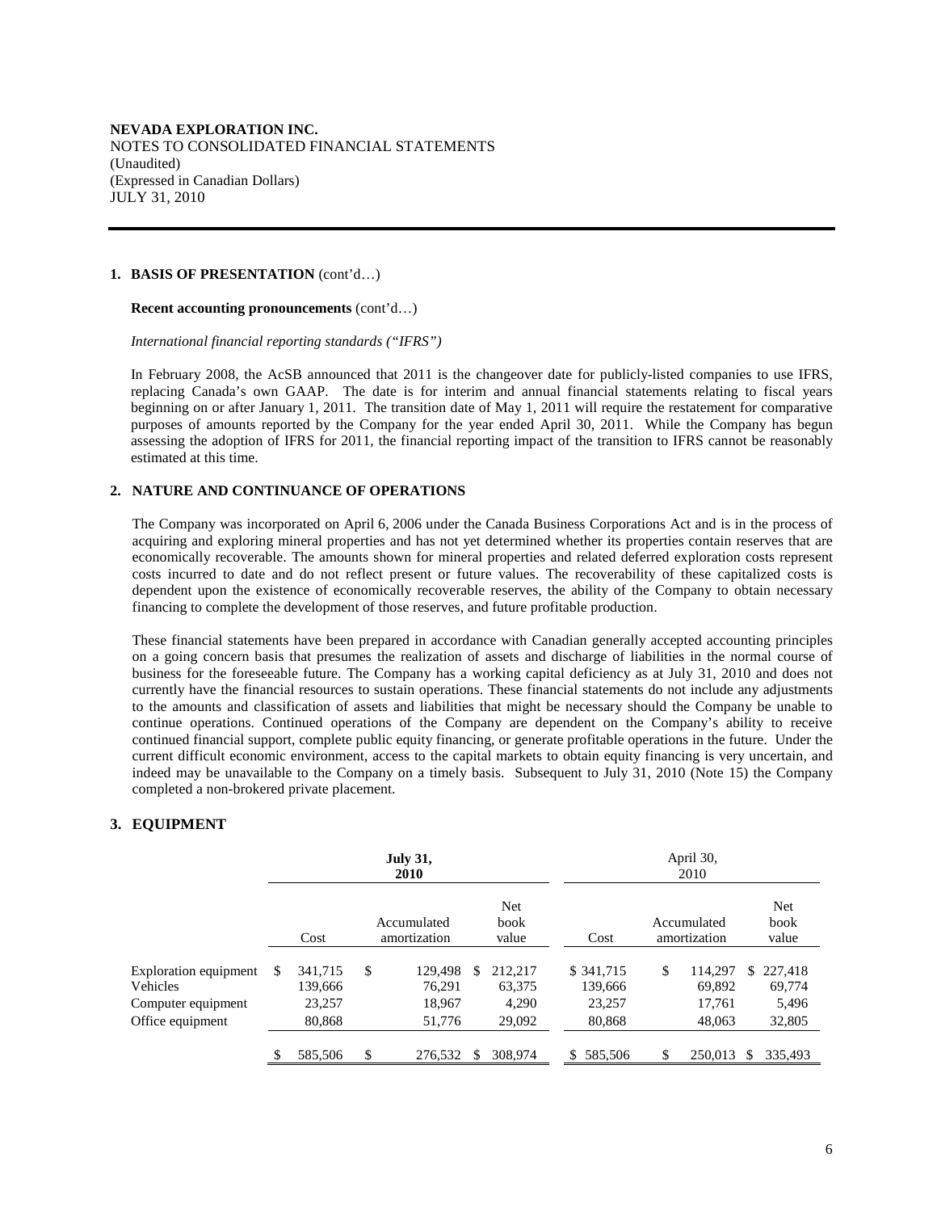**NEVADA EXPLORATION INC.**
NOTES TO CONSOLIDATED FINANCIAL STATEMENTS
(Unaudited)
(Expressed in Canadian Dollars)
JULY 31, 2010

## 1. BASIS OF PRESENTATION (cont'd…)

**Recent accounting pronouncements** (cont'd…)

*International financial reporting standards ("IFRS")*

In February 2008, the AcSB announced that 2011 is the changeover date for publicly-listed companies to use IFRS, replacing Canada's own GAAP. The date is for interim and annual financial statements relating to fiscal years beginning on or after January 1, 2011. The transition date of May 1, 2011 will require the restatement for comparative purposes of amounts reported by the Company for the year ended April 30, 2011. While the Company has begun assessing the adoption of IFRS for 2011, the financial reporting impact of the transition to IFRS cannot be reasonably estimated at this time.

## 2. NATURE AND CONTINUANCE OF OPERATIONS

The Company was incorporated on April 6, 2006 under the Canada Business Corporations Act and is in the process of acquiring and exploring mineral properties and has not yet determined whether its properties contain reserves that are economically recoverable. The amounts shown for mineral properties and related deferred exploration costs represent costs incurred to date and do not reflect present or future values. The recoverability of these capitalized costs is dependent upon the existence of economically recoverable reserves, the ability of the Company to obtain necessary financing to complete the development of those reserves, and future profitable production.

These financial statements have been prepared in accordance with Canadian generally accepted accounting principles on a going concern basis that presumes the realization of assets and discharge of liabilities in the normal course of business for the foreseeable future. The Company has a working capital deficiency as at July 31, 2010 and does not currently have the financial resources to sustain operations. These financial statements do not include any adjustments to the amounts and classification of assets and liabilities that might be necessary should the Company be unable to continue operations. Continued operations of the Company are dependent on the Company's ability to receive continued financial support, complete public equity financing, or generate profitable operations in the future. Under the current difficult economic environment, access to the capital markets to obtain equity financing is very uncertain, and indeed may be unavailable to the Company on a timely basis. Subsequent to July 31, 2010 (Note 15) the Company completed a non-brokered private placement.

## 3. EQUIPMENT

| | **July 31, 2010** | | | April 30, 2010 | | |
|---|---|---|---|---|---|---|
| | Cost | Accumulated amortization | Net book value | Cost | Accumulated amortization | Net book value |
| Exploration equipment | $ 341,715 | $ 129,498 | $ 212,217 | $ 341,715 | $ 114,297 | $ 227,418 |
| Vehicles | 139,666 | 76,291 | 63,375 | 139,666 | 69,892 | 69,774 |
| Computer equipment | 23,257 | 18,967 | 4,290 | 23,257 | 17,761 | 5,496 |
| Office equipment | 80,868 | 51,776 | 29,092 | 80,868 | 48,063 | 32,805 |
| | $ 585,506 | $ 276,532 | $ 308,974 | $ 585,506 | $ 250,013 | $ 335,493 |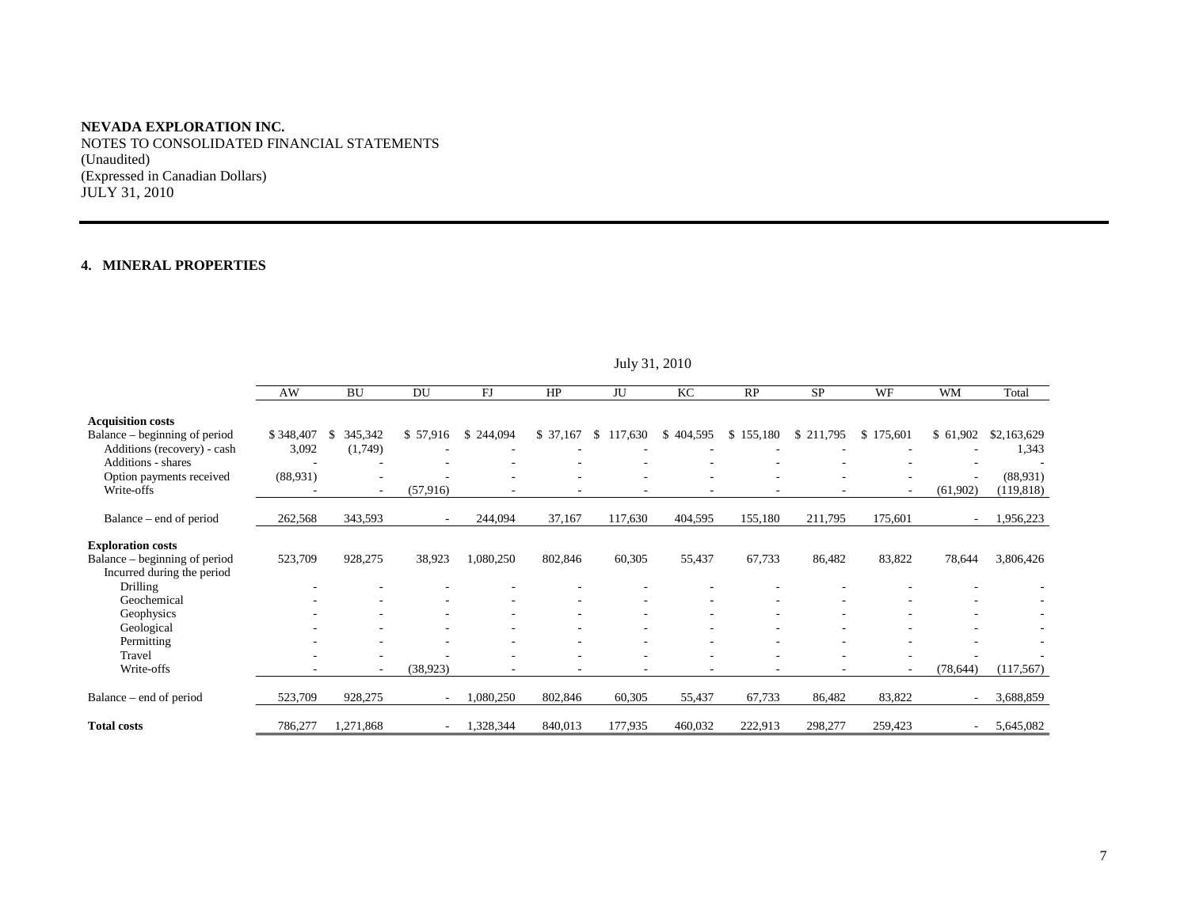**NEVADA EXPLORATION INC.**
NOTES TO CONSOLIDATED FINANCIAL STATEMENTS
(Unaudited)
(Expressed in Canadian Dollars)
JULY 31, 2010

**4. MINERAL PROPERTIES**

| | July 31, 2010 | | | | | | | | | | | |
|---|---|---|---|---|---|---|---|---|---|---|---|---|
| | AW | BU | DU | FJ | HP | JU | KC | RP | SP | WF | WM | Total |
| **Acquisition costs** | | | | | | | | | | | | |
| Balance – beginning of period | $ 348,407 | $ 345,342 | $ 57,916 | $ 244,094 | $ 37,167 | $ 117,630 | $ 404,595 | $ 155,180 | $ 211,795 | $ 175,601 | $ 61,902 | $2,163,629 |
| Additions (recovery) - cash | 3,092 | (1,749) | - | - | - | - | - | - | - | - | - | 1,343 |
| Additions - shares | - | - | - | - | - | - | - | - | - | - | - | - |
| Option payments received | (88,931) | - | - | - | - | - | - | - | - | - | - | (88,931) |
| Write-offs | - | - | (57,916) | - | - | - | - | - | - | - | (61,902) | (119,818) |
| Balance – end of period | 262,568 | 343,593 | - | 244,094 | 37,167 | 117,630 | 404,595 | 155,180 | 211,795 | 175,601 | - | 1,956,223 |
| **Exploration costs** | | | | | | | | | | | | |
| Balance – beginning of period | 523,709 | 928,275 | 38,923 | 1,080,250 | 802,846 | 60,305 | 55,437 | 67,733 | 86,482 | 83,822 | 78,644 | 3,806,426 |
| Incurred during the period | | | | | | | | | | | | |
| Drilling | - | - | - | - | - | - | - | - | - | - | - | - |
| Geochemical | - | - | - | - | - | - | - | - | - | - | - | - |
| Geophysics | - | - | - | - | - | - | - | - | - | - | - | - |
| Geological | - | - | - | - | - | - | - | - | - | - | - | - |
| Permitting | - | - | - | - | - | - | - | - | - | - | - | - |
| Travel | - | - | - | - | - | - | - | - | - | - | - | - |
| Write-offs | - | - | (38,923) | - | - | - | - | - | - | - | (78,644) | (117,567) |
| Balance – end of period | 523,709 | 928,275 | - | 1,080,250 | 802,846 | 60,305 | 55,437 | 67,733 | 86,482 | 83,822 | - | 3,688,859 |
| **Total costs** | 786,277 | 1,271,868 | - | 1,328,344 | 840,013 | 177,935 | 460,032 | 222,913 | 298,277 | 259,423 | - | 5,645,082 |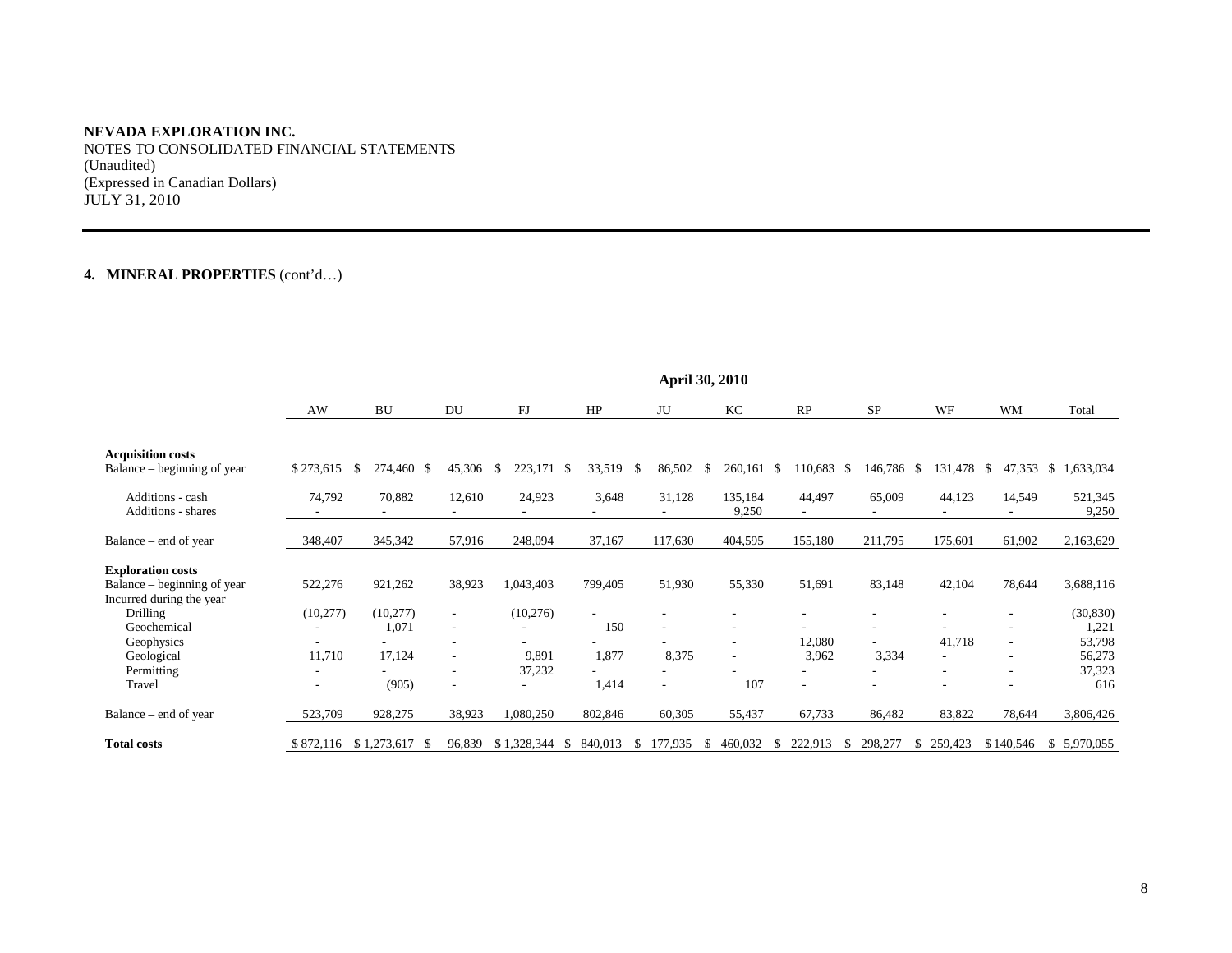**NEVADA EXPLORATION INC.**
NOTES TO CONSOLIDATED FINANCIAL STATEMENTS
(Unaudited)
(Expressed in Canadian Dollars)
JULY 31, 2010

**4. MINERAL PROPERTIES** (cont'd…)

| | April 30, 2010 | | | | | | | | | | | |
|---|---|---|---|---|---|---|---|---|---|---|---|---|
| | AW | BU | DU | FJ | HP | JU | KC | RP | SP | WF | WM | Total |
| **Acquisition costs** | | | | | | | | | | | | |
| Balance – beginning of year | $ 273,615 | $ 274,460 | $ 45,306 | $ 223,171 | $ 33,519 | $ 86,502 | $ 260,161 | $ 110,683 | $ 146,786 | $ 131,478 | $ 47,353 | $ 1,633,034 |
| Additions - cash | 74,792 | 70,882 | 12,610 | 24,923 | 3,648 | 31,128 | 135,184 | 44,497 | 65,009 | 44,123 | 14,549 | 521,345 |
| Additions - shares | - | - | - | - | - | - | 9,250 | - | - | - | - | 9,250 |
| Balance – end of year | 348,407 | 345,342 | 57,916 | 248,094 | 37,167 | 117,630 | 404,595 | 155,180 | 211,795 | 175,601 | 61,902 | 2,163,629 |
| **Exploration costs** | | | | | | | | | | | | |
| Balance – beginning of year | 522,276 | 921,262 | 38,923 | 1,043,403 | 799,405 | 51,930 | 55,330 | 51,691 | 83,148 | 42,104 | 78,644 | 3,688,116 |
| Incurred during the year | | | | | | | | | | | | |
| Drilling | (10,277) | (10,277) | - | (10,276) | - | - | - | - | - | - | - | (30,830) |
| Geochemical | - | 1,071 | - | - | 150 | - | - | - | - | - | - | 1,221 |
| Geophysics | - | - | - | - | - | - | - | 12,080 | - | 41,718 | - | 53,798 |
| Geological | 11,710 | 17,124 | - | 9,891 | 1,877 | 8,375 | - | 3,962 | 3,334 | - | - | 56,273 |
| Permitting | - | - | - | 37,232 | - | - | - | - | - | - | - | 37,323 |
| Travel | - | (905) | - | - | 1,414 | - | 107 | - | - | - | - | 616 |
| Balance – end of year | 523,709 | 928,275 | 38,923 | 1,080,250 | 802,846 | 60,305 | 55,437 | 67,733 | 86,482 | 83,822 | 78,644 | 3,806,426 |
| **Total costs** | $ 872,116 | $ 1,273,617 | $ 96,839 | $ 1,328,344 | $ 840,013 | $ 177,935 | $ 460,032 | $ 222,913 | $ 298,277 | $ 259,423 | $ 140,546 | $ 5,970,055 |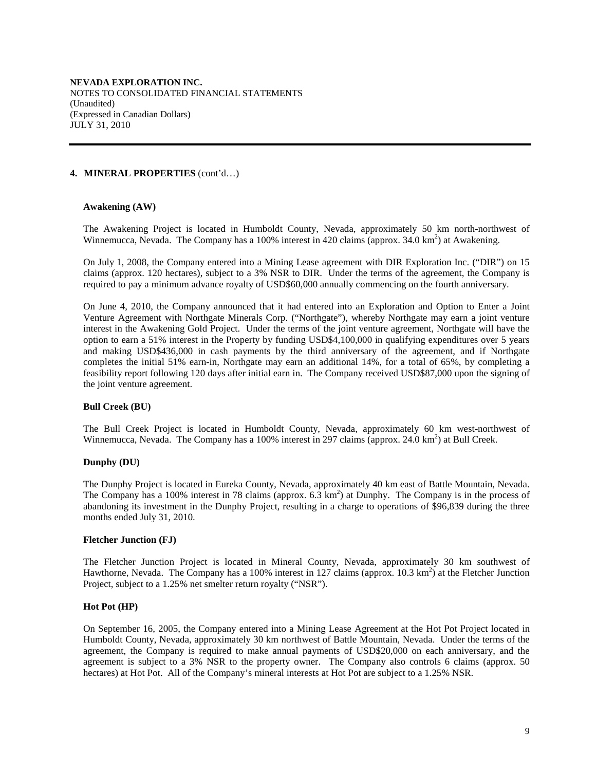**NEVADA EXPLORATION INC.**
NOTES TO CONSOLIDATED FINANCIAL STATEMENTS
(Unaudited)
(Expressed in Canadian Dollars)
JULY 31, 2010

---

**4. MINERAL PROPERTIES** (cont'd…)

**Awakening (AW)**

The Awakening Project is located in Humboldt County, Nevada, approximately 50 km north-northwest of Winnemucca, Nevada. The Company has a 100% interest in 420 claims (approx. 34.0 $km^2$) at Awakening.

On July 1, 2008, the Company entered into a Mining Lease agreement with DIR Exploration Inc. ("DIR") on 15 claims (approx. 120 hectares), subject to a 3% NSR to DIR. Under the terms of the agreement, the Company is required to pay a minimum advance royalty of USD$60,000 annually commencing on the fourth anniversary.

On June 4, 2010, the Company announced that it had entered into an Exploration and Option to Enter a Joint Venture Agreement with Northgate Minerals Corp. ("Northgate"), whereby Northgate may earn a joint venture interest in the Awakening Gold Project. Under the terms of the joint venture agreement, Northgate will have the option to earn a 51% interest in the Property by funding USD$4,100,000 in qualifying expenditures over 5 years and making USD$436,000 in cash payments by the third anniversary of the agreement, and if Northgate completes the initial 51% earn-in, Northgate may earn an additional 14%, for a total of 65%, by completing a feasibility report following 120 days after initial earn in. The Company received USD$87,000 upon the signing of the joint venture agreement.

**Bull Creek (BU)**

The Bull Creek Project is located in Humboldt County, Nevada, approximately 60 km west-northwest of Winnemucca, Nevada. The Company has a 100% interest in 297 claims (approx. 24.0 $km^2$) at Bull Creek.

**Dunphy (DU)**

The Dunphy Project is located in Eureka County, Nevada, approximately 40 km east of Battle Mountain, Nevada. The Company has a 100% interest in 78 claims (approx. 6.3 $km^2$) at Dunphy. The Company is in the process of abandoning its investment in the Dunphy Project, resulting in a charge to operations of $96,839 during the three months ended July 31, 2010.

**Fletcher Junction (FJ)**

The Fletcher Junction Project is located in Mineral County, Nevada, approximately 30 km southwest of Hawthorne, Nevada. The Company has a 100% interest in 127 claims (approx. 10.3 $km^2$) at the Fletcher Junction Project, subject to a 1.25% net smelter return royalty ("NSR").

**Hot Pot (HP)**

On September 16, 2005, the Company entered into a Mining Lease Agreement at the Hot Pot Project located in Humboldt County, Nevada, approximately 30 km northwest of Battle Mountain, Nevada. Under the terms of the agreement, the Company is required to make annual payments of USD$20,000 on each anniversary, and the agreement is subject to a 3% NSR to the property owner. The Company also controls 6 claims (approx. 50 hectares) at Hot Pot. All of the Company's mineral interests at Hot Pot are subject to a 1.25% NSR.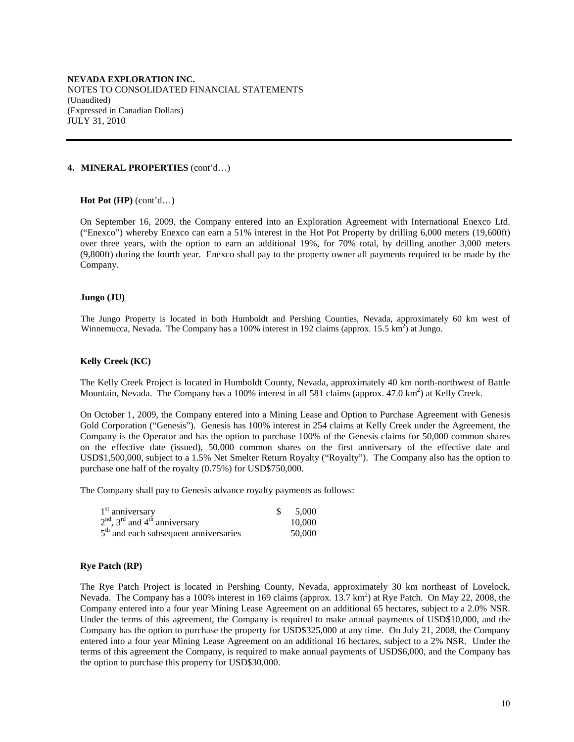**NEVADA EXPLORATION INC.**
NOTES TO CONSOLIDATED FINANCIAL STATEMENTS
(Unaudited)
(Expressed in Canadian Dollars)
JULY 31, 2010

## 4. MINERAL PROPERTIES (cont'd…)

### Hot Pot (HP) (cont'd…)

On September 16, 2009, the Company entered into an Exploration Agreement with International Enexco Ltd. ("Enexco") whereby Enexco can earn a 51% interest in the Hot Pot Property by drilling 6,000 meters (19,600ft) over three years, with the option to earn an additional 19%, for 70% total, by drilling another 3,000 meters (9,800ft) during the fourth year. Enexco shall pay to the property owner all payments required to be made by the Company.

### Jungo (JU)

The Jungo Property is located in both Humboldt and Pershing Counties, Nevada, approximately 60 km west of Winnemucca, Nevada. The Company has a 100% interest in 192 claims (approx. 15.5 $km^2$) at Jungo.

### Kelly Creek (KC)

The Kelly Creek Project is located in Humboldt County, Nevada, approximately 40 km north-northwest of Battle Mountain, Nevada. The Company has a 100% interest in all 581 claims (approx. 47.0 $km^2$) at Kelly Creek.

On October 1, 2009, the Company entered into a Mining Lease and Option to Purchase Agreement with Genesis Gold Corporation ("Genesis"). Genesis has 100% interest in 254 claims at Kelly Creek under the Agreement, the Company is the Operator and has the option to purchase 100% of the Genesis claims for 50,000 common shares on the effective date (issued), 50,000 common shares on the first anniversary of the effective date and USD$1,500,000, subject to a 1.5% Net Smelter Return Royalty ("Royalty"). The Company also has the option to purchase one half of the royalty (0.75%) for USD$750,000.

The Company shall pay to Genesis advance royalty payments as follows:

| | |
|---|---|
| 1st anniversary | $ 5,000 |
| 2nd, 3rd and 4th anniversary | 10,000 |
| 5th and each subsequent anniversaries | 50,000 |

### Rye Patch (RP)

The Rye Patch Project is located in Pershing County, Nevada, approximately 30 km northeast of Lovelock, Nevada. The Company has a 100% interest in 169 claims (approx. 13.7 $km^2$) at Rye Patch. On May 22, 2008, the Company entered into a four year Mining Lease Agreement on an additional 65 hectares, subject to a 2.0% NSR. Under the terms of this agreement, the Company is required to make annual payments of USD$10,000, and the Company has the option to purchase the property for USD$325,000 at any time. On July 21, 2008, the Company entered into a four year Mining Lease Agreement on an additional 16 hectares, subject to a 2% NSR. Under the terms of this agreement the Company, is required to make annual payments of USD$6,000, and the Company has the option to purchase this property for USD$30,000.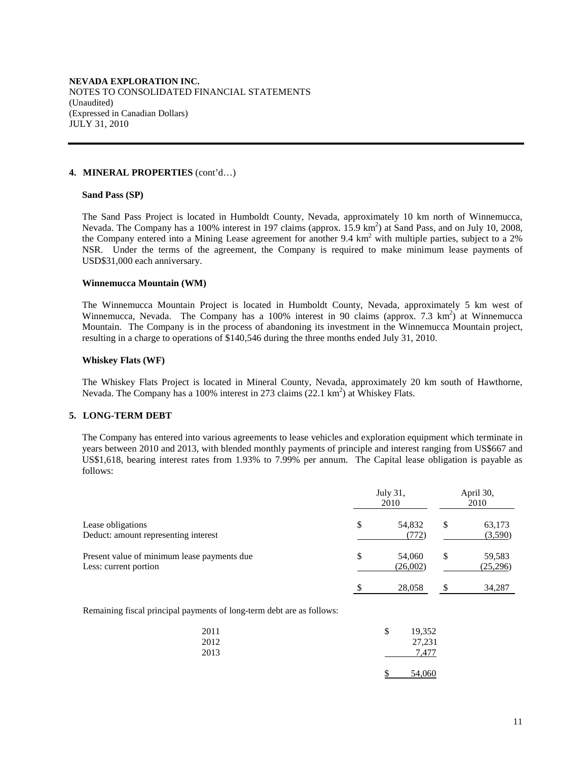**NEVADA EXPLORATION INC.**
NOTES TO CONSOLIDATED FINANCIAL STATEMENTS
(Unaudited)
(Expressed in Canadian Dollars)
JULY 31, 2010

## 4. MINERAL PROPERTIES (cont'd…)

### Sand Pass (SP)

The Sand Pass Project is located in Humboldt County, Nevada, approximately 10 km north of Winnemucca, Nevada. The Company has a 100% interest in 197 claims (approx. 15.9 $km^2$) at Sand Pass, and on July 10, 2008, the Company entered into a Mining Lease agreement for another 9.4 $km^2$ with multiple parties, subject to a 2% NSR. Under the terms of the agreement, the Company is required to make minimum lease payments of USD$31,000 each anniversary.

### Winnemucca Mountain (WM)

The Winnemucca Mountain Project is located in Humboldt County, Nevada, approximately 5 km west of Winnemucca, Nevada. The Company has a 100% interest in 90 claims (approx. 7.3 $km^2$) at Winnemucca Mountain. The Company is in the process of abandoning its investment in the Winnemucca Mountain project, resulting in a charge to operations of $140,546 during the three months ended July 31, 2010.

### Whiskey Flats (WF)

The Whiskey Flats Project is located in Mineral County, Nevada, approximately 20 km south of Hawthorne, Nevada. The Company has a 100% interest in 273 claims (22.1 $km^2$) at Whiskey Flats.

## 5. LONG-TERM DEBT

The Company has entered into various agreements to lease vehicles and exploration equipment which terminate in years between 2010 and 2013, with blended monthly payments of principle and interest ranging from US$667 and US$1,618, bearing interest rates from 1.93% to 7.99% per annum. The Capital lease obligation is payable as follows:

| | July 31, 2010 | April 30, 2010 |
|---|---|---|
| Lease obligations | $ 54,832 | $ 63,173 |
| Deduct: amount representing interest | (772) | (3,590) |
| Present value of minimum lease payments due | $ 54,060 | $ 59,583 |
| Less: current portion | (26,002) | (25,296) |
| | $ 28,058 | $ 34,287 |

Remaining fiscal principal payments of long-term debt are as follows:

| | |
|---|---|
| 2011 | $ 19,352 |
| 2012 | 27,231 |
| 2013 | 7,477 |
| | $ 54,060 |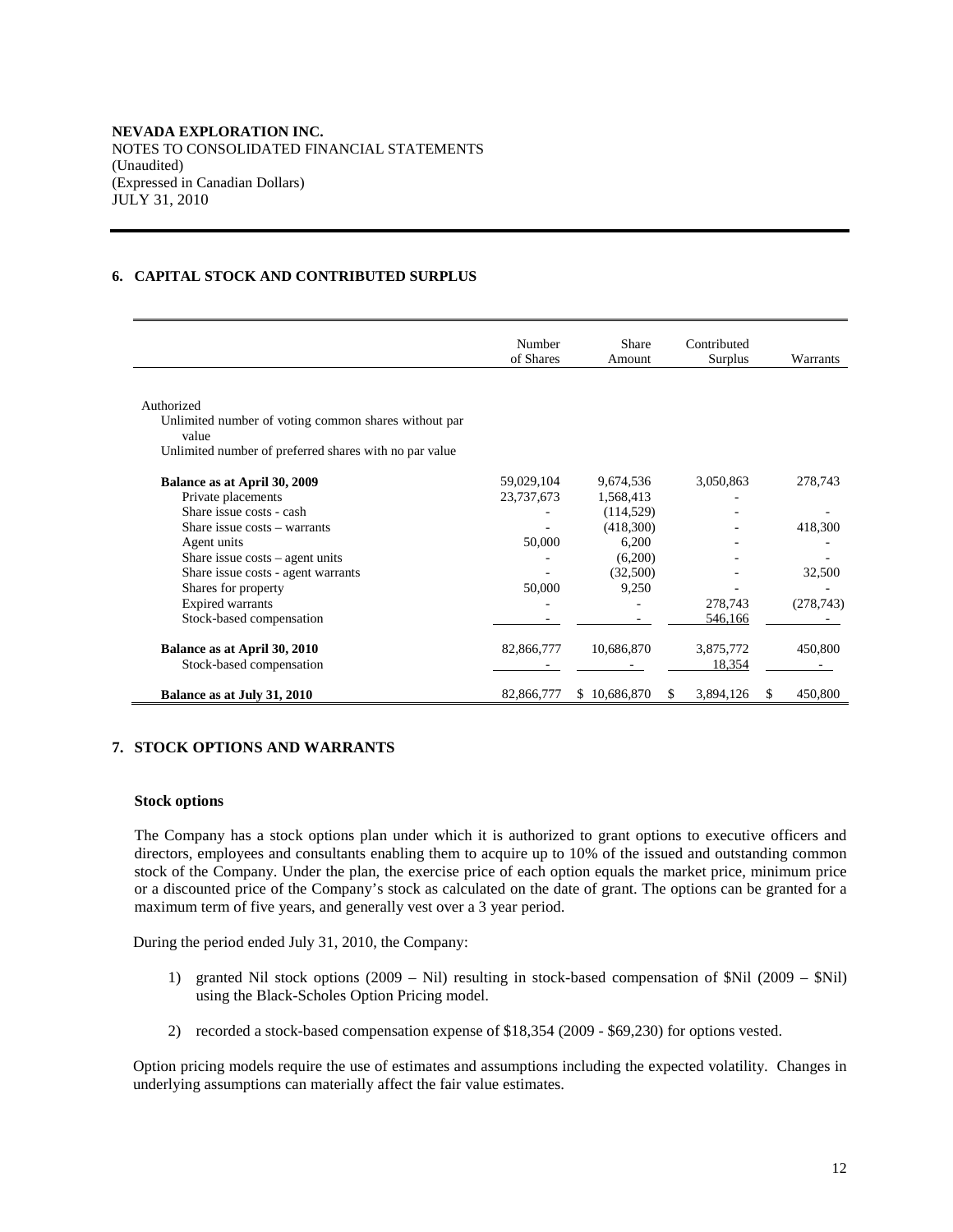**NEVADA EXPLORATION INC.**
NOTES TO CONSOLIDATED FINANCIAL STATEMENTS
(Unaudited)
(Expressed in Canadian Dollars)
JULY 31, 2010

## 6. CAPITAL STOCK AND CONTRIBUTED SURPLUS

| | Number of Shares | Share Amount | Contributed Surplus | Warrants |
|---|---|---|---|---|
| Authorized | | | | |
| Unlimited number of voting common shares without par value | | | | |
| Unlimited number of preferred shares with no par value | | | | |
| **Balance as at April 30, 2009** | 59,029,104 | 9,674,536 | 3,050,863 | 278,743 |
| Private placements | 23,737,673 | 1,568,413 | - | |
| Share issue costs - cash | - | (114,529) | - | - |
| Share issue costs – warrants | - | (418,300) | - | 418,300 |
| Agent units | 50,000 | 6,200 | - | - |
| Share issue costs – agent units | - | (6,200) | - | - |
| Share issue costs - agent warrants | - | (32,500) | - | 32,500 |
| Shares for property | 50,000 | 9,250 | - | - |
| Expired warrants | - | - | 278,743 | (278,743) |
| Stock-based compensation | - | - | 546,166 | - |
| **Balance as at April 30, 2010** | 82,866,777 | 10,686,870 | 3,875,772 | 450,800 |
| Stock-based compensation | - | - | 18,354 | - |
| **Balance as at July 31, 2010** | 82,866,777 | $ 10,686,870 | $ 3,894,126 | $ 450,800 |

## 7. STOCK OPTIONS AND WARRANTS

### Stock options

The Company has a stock options plan under which it is authorized to grant options to executive officers and directors, employees and consultants enabling them to acquire up to 10% of the issued and outstanding common stock of the Company. Under the plan, the exercise price of each option equals the market price, minimum price or a discounted price of the Company's stock as calculated on the date of grant. The options can be granted for a maximum term of five years, and generally vest over a 3 year period.

During the period ended July 31, 2010, the Company:

1) granted Nil stock options (2009 – Nil) resulting in stock-based compensation of $Nil (2009 – $Nil) using the Black-Scholes Option Pricing model.

2) recorded a stock-based compensation expense of $18,354 (2009 - $69,230) for options vested.

Option pricing models require the use of estimates and assumptions including the expected volatility. Changes in underlying assumptions can materially affect the fair value estimates.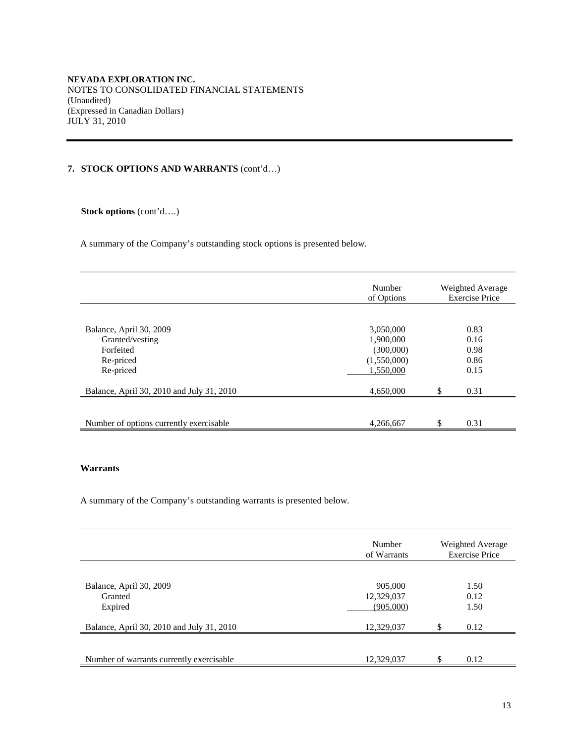**NEVADA EXPLORATION INC.**
NOTES TO CONSOLIDATED FINANCIAL STATEMENTS
(Unaudited)
(Expressed in Canadian Dollars)
JULY 31, 2010

## 7. STOCK OPTIONS AND WARRANTS (cont'd…)

**Stock options** (cont'd….)

A summary of the Company's outstanding stock options is presented below.

| | Number of Options | Weighted Average Exercise Price |
|---|---|---|
| Balance, April 30, 2009 | 3,050,000 | 0.83 |
| Granted/vesting | 1,900,000 | 0.16 |
| Forfeited | (300,000) | 0.98 |
| Re-priced | (1,550,000) | 0.86 |
| Re-priced | 1,550,000 | 0.15 |
| Balance, April 30, 2010 and July 31, 2010 | 4,650,000 | $ 0.31 |
| Number of options currently exercisable | 4,266,667 | $ 0.31 |

**Warrants**

A summary of the Company's outstanding warrants is presented below.

| | Number of Warrants | Weighted Average Exercise Price |
|---|---|---|
| Balance, April 30, 2009 | 905,000 | 1.50 |
| Granted | 12,329,037 | 0.12 |
| Expired | (905,000) | 1.50 |
| Balance, April 30, 2010 and July 31, 2010 | 12,329,037 | $ 0.12 |
| Number of warrants currently exercisable | 12,329,037 | $ 0.12 |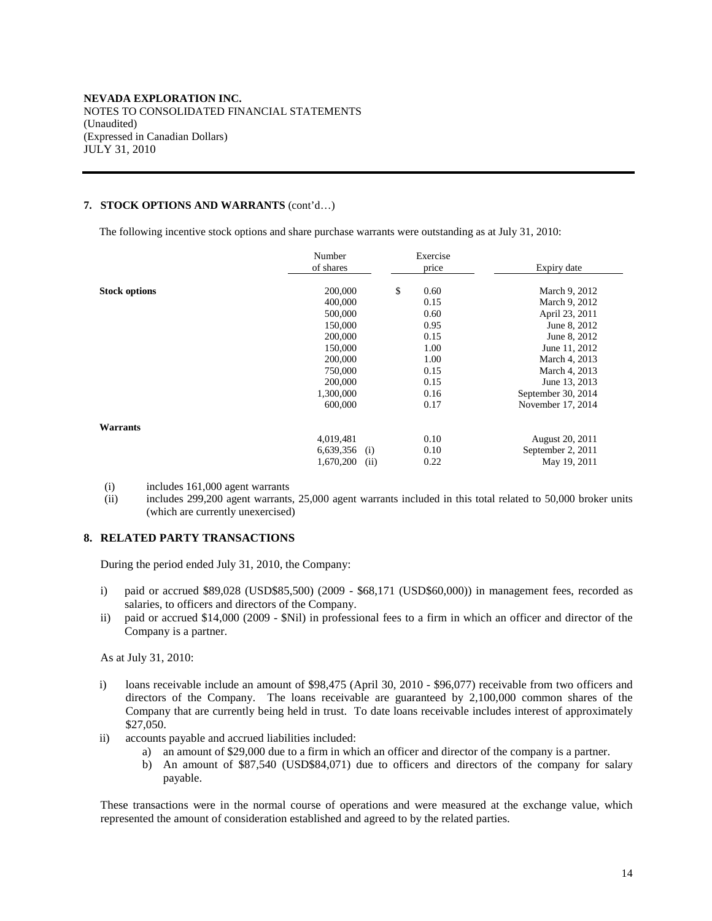**NEVADA EXPLORATION INC.**
NOTES TO CONSOLIDATED FINANCIAL STATEMENTS
(Unaudited)
(Expressed in Canadian Dollars)
JULY 31, 2010

## 7. STOCK OPTIONS AND WARRANTS (cont'd…)

The following incentive stock options and share purchase warrants were outstanding as at July 31, 2010:

| | Number of shares | | Exercise price | Expiry date |
|---|---|---|---|---|
| **Stock options** | 200,000 | | $ 0.60 | March 9, 2012 |
| | 400,000 | | 0.15 | March 9, 2012 |
| | 500,000 | | 0.60 | April 23, 2011 |
| | 150,000 | | 0.95 | June 8, 2012 |
| | 200,000 | | 0.15 | June 8, 2012 |
| | 150,000 | | 1.00 | June 11, 2012 |
| | 200,000 | | 1.00 | March 4, 2013 |
| | 750,000 | | 0.15 | March 4, 2013 |
| | 200,000 | | 0.15 | June 13, 2013 |
| | 1,300,000 | | 0.16 | September 30, 2014 |
| | 600,000 | | 0.17 | November 17, 2014 |
| **Warrants** | | | | |
| | 4,019,481 | | 0.10 | August 20, 2011 |
| | 6,639,356 | (i) | 0.10 | September 2, 2011 |
| | 1,670,200 | (ii) | 0.22 | May 19, 2011 |

(i) includes 161,000 agent warrants
(ii) includes 299,200 agent warrants, 25,000 agent warrants included in this total related to 50,000 broker units (which are currently unexercised)

## 8. RELATED PARTY TRANSACTIONS

During the period ended July 31, 2010, the Company:

i) paid or accrued $89,028 (USD$85,500) (2009 - $68,171 (USD$60,000)) in management fees, recorded as salaries, to officers and directors of the Company.
ii) paid or accrued $14,000 (2009 - $Nil) in professional fees to a firm in which an officer and director of the Company is a partner.

As at July 31, 2010:

i) loans receivable include an amount of $98,475 (April 30, 2010 - $96,077) receivable from two officers and directors of the Company. The loans receivable are guaranteed by 2,100,000 common shares of the Company that are currently being held in trust. To date loans receivable includes interest of approximately $27,050.
ii) accounts payable and accrued liabilities included:
   a) an amount of $29,000 due to a firm in which an officer and director of the company is a partner.
   b) An amount of $87,540 (USD$84,071) due to officers and directors of the company for salary payable.

These transactions were in the normal course of operations and were measured at the exchange value, which represented the amount of consideration established and agreed to by the related parties.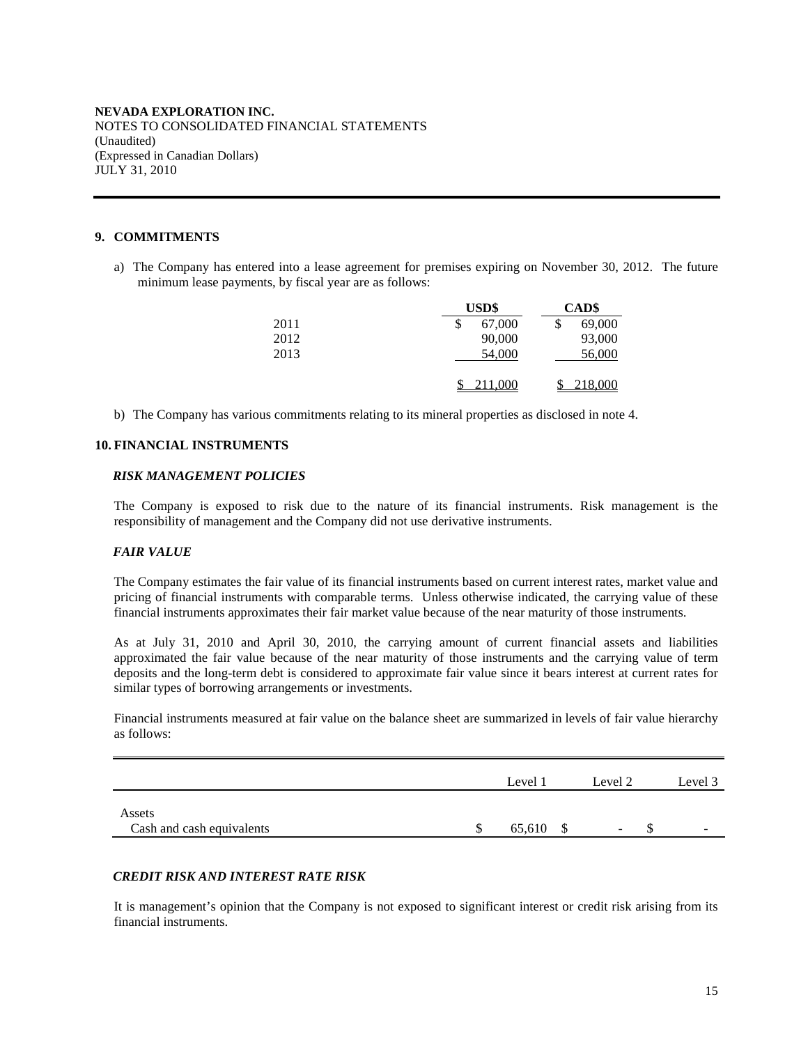**NEVADA EXPLORATION INC.**
NOTES TO CONSOLIDATED FINANCIAL STATEMENTS
(Unaudited)
(Expressed in Canadian Dollars)
JULY 31, 2010

## 9. COMMITMENTS

a) The Company has entered into a lease agreement for premises expiring on November 30, 2012. The future minimum lease payments, by fiscal year are as follows:

| | USD$ | CAD$ |
|---|---|---|
| 2011 | $ 67,000 | $ 69,000 |
| 2012 | 90,000 | 93,000 |
| 2013 | 54,000 | 56,000 |
| | $ 211,000 | $ 218,000 |

b) The Company has various commitments relating to its mineral properties as disclosed in note 4.

## 10. FINANCIAL INSTRUMENTS

### *RISK MANAGEMENT POLICIES*

The Company is exposed to risk due to the nature of its financial instruments. Risk management is the responsibility of management and the Company did not use derivative instruments.

### *FAIR VALUE*

The Company estimates the fair value of its financial instruments based on current interest rates, market value and pricing of financial instruments with comparable terms. Unless otherwise indicated, the carrying value of these financial instruments approximates their fair market value because of the near maturity of those instruments.

As at July 31, 2010 and April 30, 2010, the carrying amount of current financial assets and liabilities approximated the fair value because of the near maturity of those instruments and the carrying value of term deposits and the long-term debt is considered to approximate fair value since it bears interest at current rates for similar types of borrowing arrangements or investments.

Financial instruments measured at fair value on the balance sheet are summarized in levels of fair value hierarchy as follows:

| | Level 1 | Level 2 | Level 3 |
|---|---|---|---|
| Assets | | | |
| Cash and cash equivalents | $ 65,610 | $ - | $ - |

### *CREDIT RISK AND INTEREST RATE RISK*

It is management's opinion that the Company is not exposed to significant interest or credit risk arising from its financial instruments.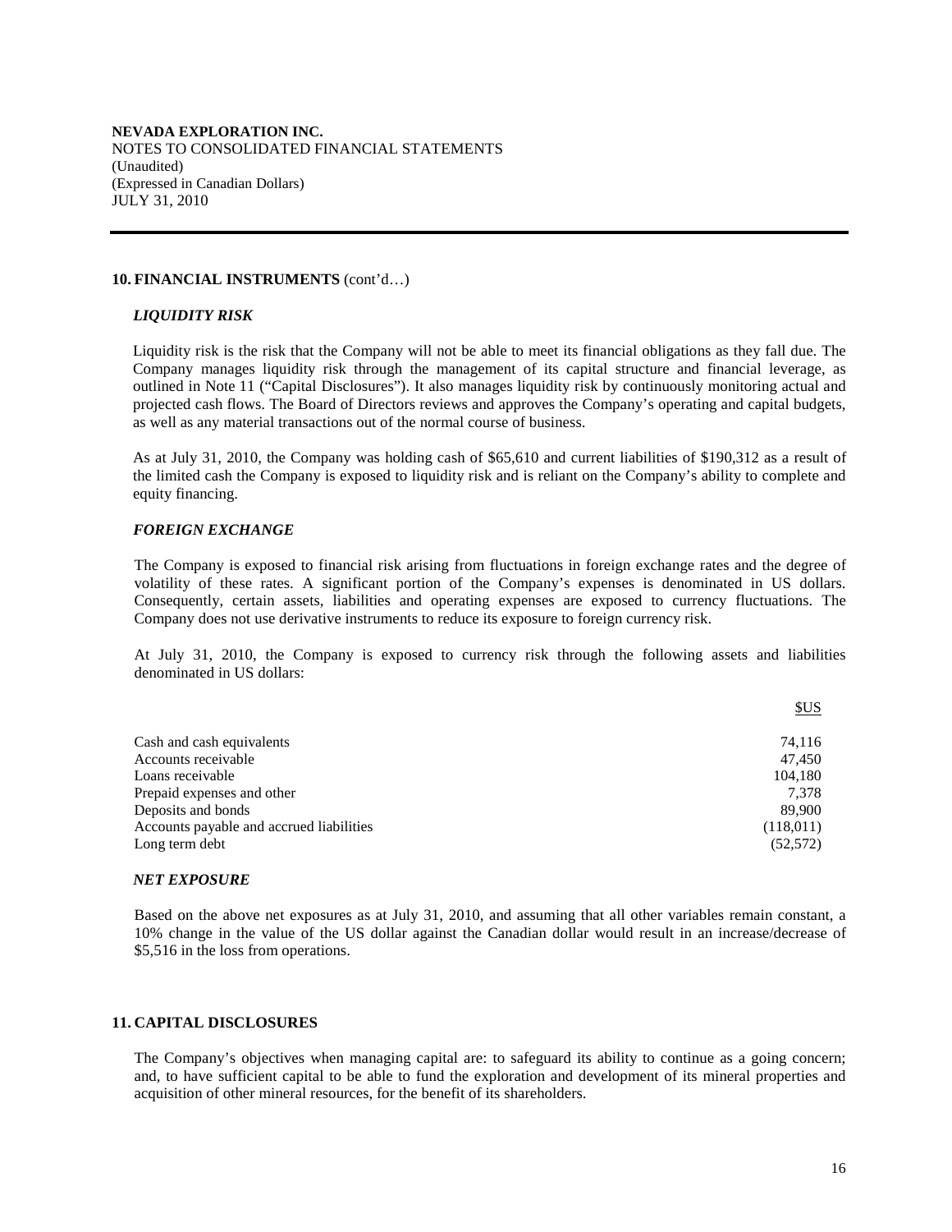**NEVADA EXPLORATION INC.**
NOTES TO CONSOLIDATED FINANCIAL STATEMENTS
(Unaudited)
(Expressed in Canadian Dollars)
JULY 31, 2010

## 10. FINANCIAL INSTRUMENTS (cont'd…)

### *LIQUIDITY RISK*

Liquidity risk is the risk that the Company will not be able to meet its financial obligations as they fall due. The Company manages liquidity risk through the management of its capital structure and financial leverage, as outlined in Note 11 ("Capital Disclosures"). It also manages liquidity risk by continuously monitoring actual and projected cash flows. The Board of Directors reviews and approves the Company's operating and capital budgets, as well as any material transactions out of the normal course of business.

As at July 31, 2010, the Company was holding cash of $65,610 and current liabilities of $190,312 as a result of the limited cash the Company is exposed to liquidity risk and is reliant on the Company's ability to complete and equity financing.

### *FOREIGN EXCHANGE*

The Company is exposed to financial risk arising from fluctuations in foreign exchange rates and the degree of volatility of these rates. A significant portion of the Company's expenses is denominated in US dollars. Consequently, certain assets, liabilities and operating expenses are exposed to currency fluctuations. The Company does not use derivative instruments to reduce its exposure to foreign currency risk.

At July 31, 2010, the Company is exposed to currency risk through the following assets and liabilities denominated in US dollars:

| | $US |
|---|---:|
| Cash and cash equivalents | 74,116 |
| Accounts receivable | 47,450 |
| Loans receivable | 104,180 |
| Prepaid expenses and other | 7,378 |
| Deposits and bonds | 89,900 |
| Accounts payable and accrued liabilities | (118,011) |
| Long term debt | (52,572) |

### *NET EXPOSURE*

Based on the above net exposures as at July 31, 2010, and assuming that all other variables remain constant, a 10% change in the value of the US dollar against the Canadian dollar would result in an increase/decrease of $5,516 in the loss from operations.

## 11. CAPITAL DISCLOSURES

The Company's objectives when managing capital are: to safeguard its ability to continue as a going concern; and, to have sufficient capital to be able to fund the exploration and development of its mineral properties and acquisition of other mineral resources, for the benefit of its shareholders.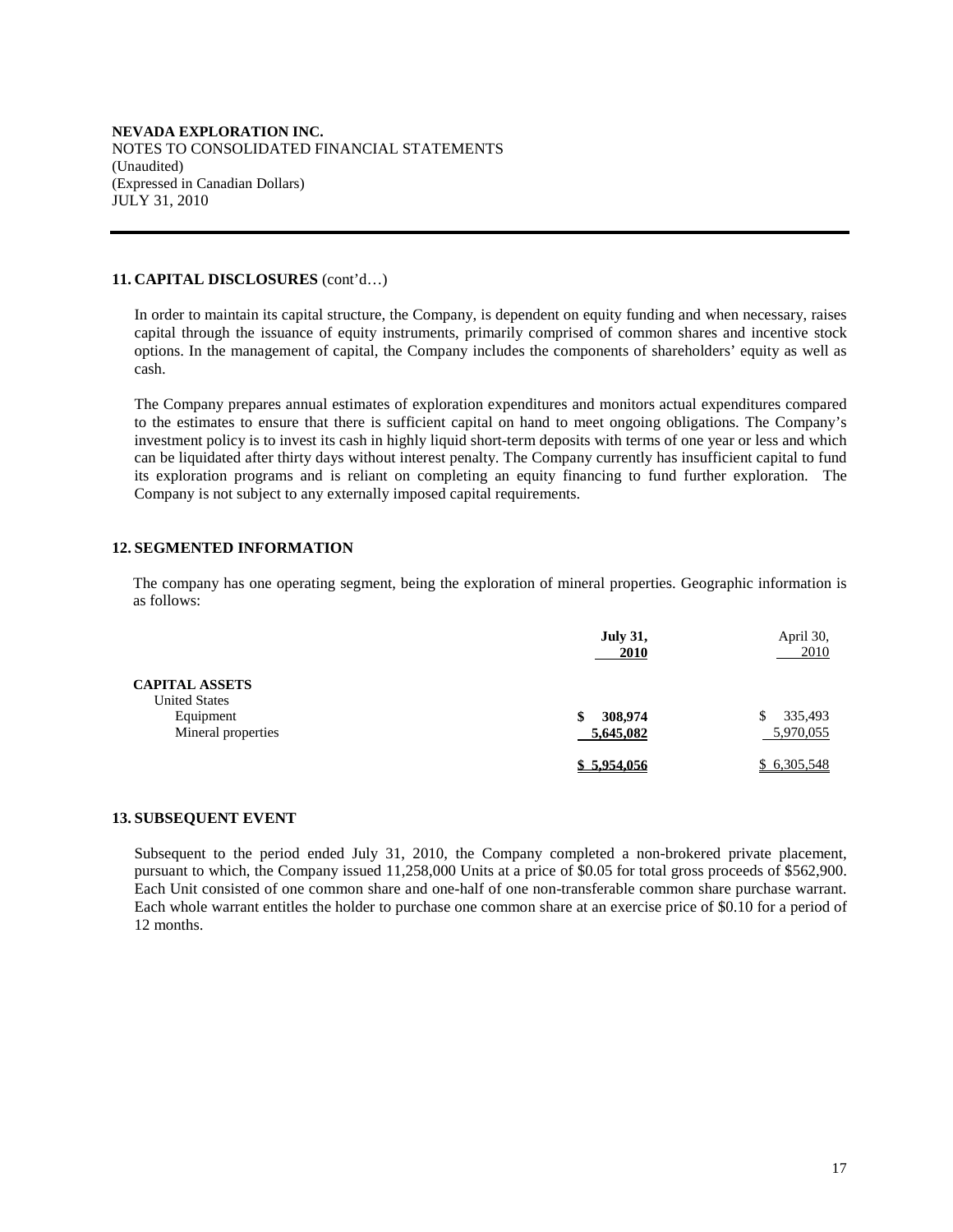**NEVADA EXPLORATION INC.**
NOTES TO CONSOLIDATED FINANCIAL STATEMENTS
(Unaudited)
(Expressed in Canadian Dollars)
JULY 31, 2010

## 11. CAPITAL DISCLOSURES (cont'd…)

In order to maintain its capital structure, the Company, is dependent on equity funding and when necessary, raises capital through the issuance of equity instruments, primarily comprised of common shares and incentive stock options. In the management of capital, the Company includes the components of shareholders' equity as well as cash.

The Company prepares annual estimates of exploration expenditures and monitors actual expenditures compared to the estimates to ensure that there is sufficient capital on hand to meet ongoing obligations. The Company's investment policy is to invest its cash in highly liquid short-term deposits with terms of one year or less and which can be liquidated after thirty days without interest penalty. The Company currently has insufficient capital to fund its exploration programs and is reliant on completing an equity financing to fund further exploration. The Company is not subject to any externally imposed capital requirements.

## 12. SEGMENTED INFORMATION

The company has one operating segment, being the exploration of mineral properties. Geographic information is as follows:

| | **July 31, 2010** | April 30, 2010 |
|---|---|---|
| **CAPITAL ASSETS** | | |
| United States | | |
| Equipment | **$ 308,974** | $ 335,493 |
| Mineral properties | **5,645,082** | 5,970,055 |
| | **$ 5,954,056** | $ 6,305,548 |

## 13. SUBSEQUENT EVENT

Subsequent to the period ended July 31, 2010, the Company completed a non-brokered private placement, pursuant to which, the Company issued 11,258,000 Units at a price of $0.05 for total gross proceeds of $562,900. Each Unit consisted of one common share and one-half of one non-transferable common share purchase warrant. Each whole warrant entitles the holder to purchase one common share at an exercise price of $0.10 for a period of 12 months.